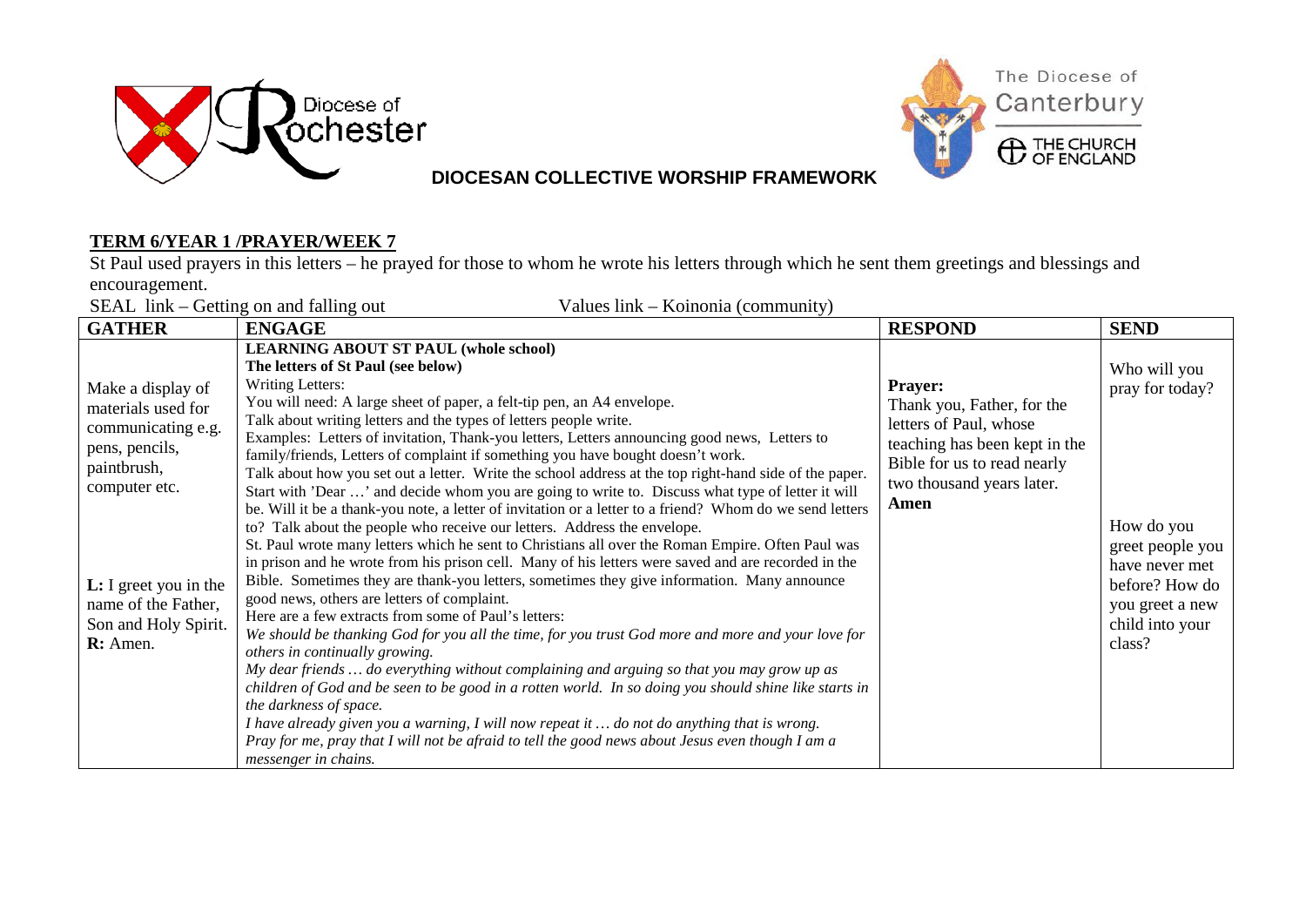Diocese of Rochester

The Diocese of Canterbury
THE CHURCH OF ENGLAND

**DIOCESAN COLLECTIVE WORSHIP FRAMEWORK**

## TERM 6/YEAR 1 /PRAYER/WEEK 7

St Paul used prayers in this letters – he prayed for those to whom he wrote his letters through which he sent them greetings and blessings and encouragement.

SEAL link – Getting on and falling out    Values link – Koinonia (community)

| GATHER | ENGAGE | RESPOND | SEND |
|---|---|---|---|
| Make a display of materials used for communicating e.g. pens, pencils, paintbrush, computer etc.<br><br>**L:** I greet you in the name of the Father, Son and Holy Spirit.<br>**R:** Amen. | **LEARNING ABOUT ST PAUL (whole school)**<br>**The letters of St Paul (see below)**<br>Writing Letters:<br>You will need: A large sheet of paper, a felt-tip pen, an A4 envelope.<br>Talk about writing letters and the types of letters people write.<br>Examples: Letters of invitation, Thank-you letters, Letters announcing good news, Letters to family/friends, Letters of complaint if something you have bought doesn't work.<br>Talk about how you set out a letter. Write the school address at the top right-hand side of the paper. Start with 'Dear …' and decide whom you are going to write to. Discuss what type of letter it will be. Will it be a thank-you note, a letter of invitation or a letter to a friend? Whom do we send letters to? Talk about the people who receive our letters. Address the envelope.<br>St. Paul wrote many letters which he sent to Christians all over the Roman Empire. Often Paul was in prison and he wrote from his prison cell. Many of his letters were saved and are recorded in the Bible. Sometimes they are thank-you letters, sometimes they give information. Many announce good news, others are letters of complaint.<br>Here are a few extracts from some of Paul's letters:<br>*We should be thanking God for you all the time, for you trust God more and more and your love for others in continually growing.*<br>*My dear friends … do everything without complaining and arguing so that you may grow up as children of God and be seen to be good in a rotten world. In so doing you should shine like starts in the darkness of space.*<br>*I have already given you a warning, I will now repeat it … do not do anything that is wrong.*<br>*Pray for me, pray that I will not be afraid to tell the good news about Jesus even though I am a messenger in chains.* | **Prayer:**<br>Thank you, Father, for the letters of Paul, whose teaching has been kept in the Bible for us to read nearly two thousand years later.<br>**Amen** | Who will you pray for today?<br><br>How do you greet people you have never met before? How do you greet a new child into your class? |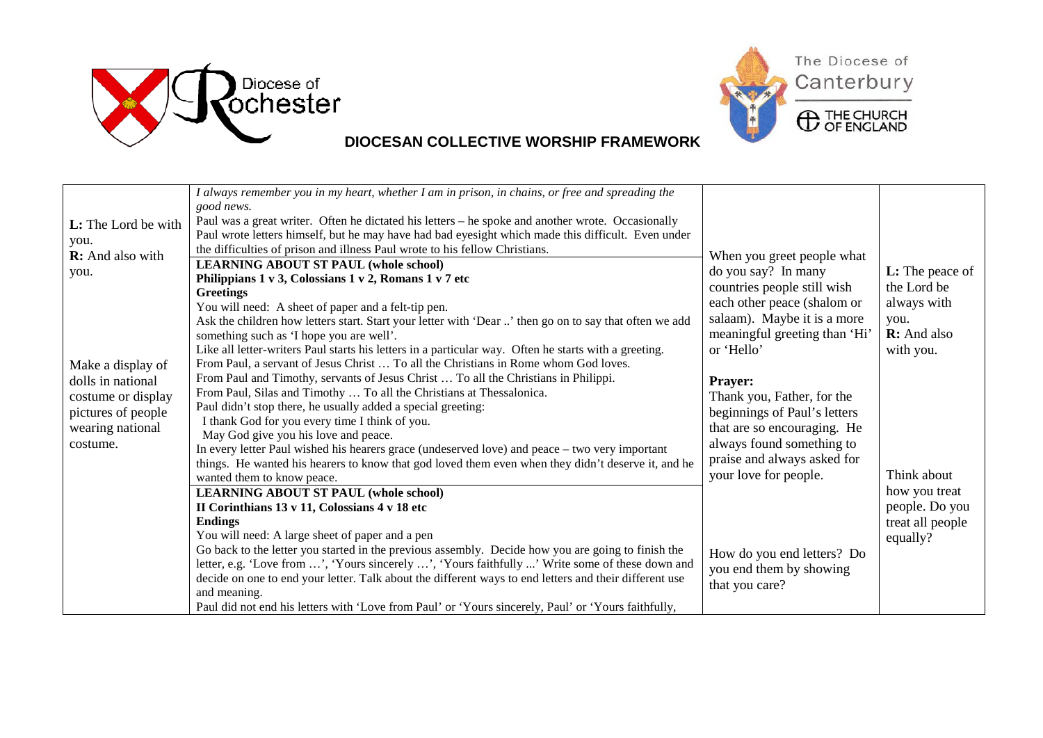## DIOCESAN COLLECTIVE WORSHIP FRAMEWORK

| | | | |
|---|---|---|---|
| **L:** The Lord be with you.<br>**R:** And also with you.<br><br>Make a display of dolls in national costume or display pictures of people wearing national costume. | *I always remember you in my heart, whether I am in prison, in chains, or free and spreading the good news.*<br>Paul was a great writer. Often he dictated his letters – he spoke and another wrote. Occasionally Paul wrote letters himself, but he may have had bad eyesight which made this difficult. Even under the difficulties of prison and illness Paul wrote to his fellow Christians. | When you greet people what do you say? In many countries people still wish each other peace (shalom or salaam). Maybe it is a more meaningful greeting than 'Hi' or 'Hello'<br><br>**Prayer:**<br>Thank you, Father, for the beginnings of Paul's letters that are so encouraging. He always found something to praise and always asked for your love for people. | **L:** The peace of the Lord be always with you.<br>**R:** And also with you.<br><br>Think about how you treat people. Do you treat all people equally? |
| | **LEARNING ABOUT ST PAUL (whole school)**<br>**Philippians 1 v 3, Colossians 1 v 2, Romans 1 v 7 etc**<br>**Greetings**<br>You will need: A sheet of paper and a felt-tip pen.<br>Ask the children how letters start. Start your letter with 'Dear ..' then go on to say that often we add something such as 'I hope you are well'.<br>Like all letter-writers Paul starts his letters in a particular way. Often he starts with a greeting.<br>From Paul, a servant of Jesus Christ … To all the Christians in Rome whom God loves.<br>From Paul and Timothy, servants of Jesus Christ … To all the Christians in Philippi.<br>From Paul, Silas and Timothy … To all the Christians at Thessalonica.<br>Paul didn't stop there, he usually added a special greeting:<br>I thank God for you every time I think of you.<br>May God give you his love and peace.<br>In every letter Paul wished his hearers grace (undeserved love) and peace – two very important things. He wanted his hearers to know that god loved them even when they didn't deserve it, and he wanted them to know peace. | | |
| | **LEARNING ABOUT ST PAUL (whole school)**<br>**II Corinthians 13 v 11, Colossians 4 v 18 etc**<br>**Endings**<br>You will need: A large sheet of paper and a pen<br>Go back to the letter you started in the previous assembly. Decide how you are going to finish the letter, e.g. 'Love from …', 'Yours sincerely …', 'Yours faithfully ...' Write some of these down and decide on one to end your letter. Talk about the different ways to end letters and their different use and meaning.<br>Paul did not end his letters with 'Love from Paul' or 'Yours sincerely, Paul' or 'Yours faithfully, | How do you end letters? Do you end them by showing that you care? | |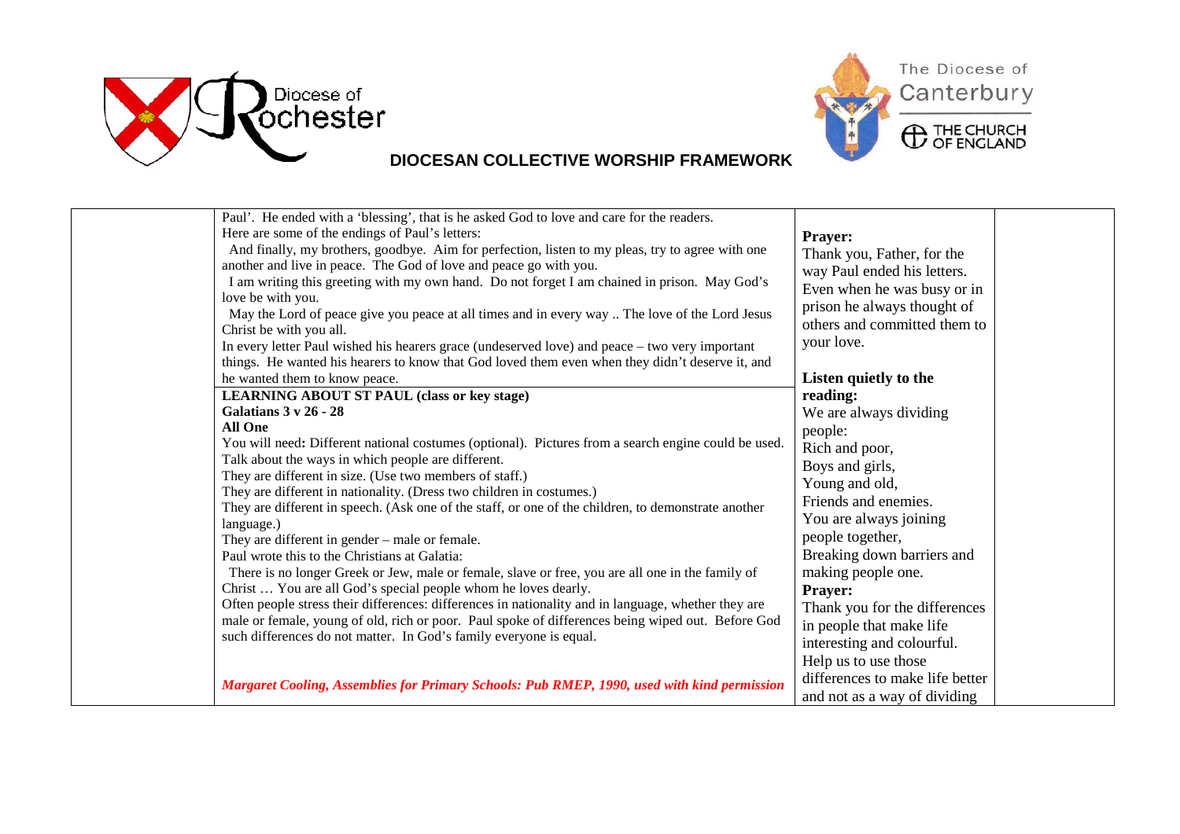DIOCESAN COLLECTIVE WORSHIP FRAMEWORK

| | | | |
|---|---|---|---|
| | Paul'. He ended with a 'blessing', that is he asked God to love and care for the readers.<br>Here are some of the endings of Paul's letters:<br>And finally, my brothers, goodbye. Aim for perfection, listen to my pleas, try to agree with one another and live in peace. The God of love and peace go with you.<br>I am writing this greeting with my own hand. Do not forget I am chained in prison. May God's love be with you.<br>May the Lord of peace give you peace at all times and in every way .. The love of the Lord Jesus Christ be with you all.<br>In every letter Paul wished his hearers grace (undeserved love) and peace – two very important things. He wanted his hearers to know that God loved them even when they didn't deserve it, and he wanted them to know peace. | **Prayer:**<br>Thank you, Father, for the way Paul ended his letters. Even when he was busy or in prison he always thought of others and committed them to your love. | |
| | **LEARNING ABOUT ST PAUL (class or key stage)**<br>**Galatians 3 v 26 - 28**<br>**All One**<br>You will need**:** Different national costumes (optional). Pictures from a search engine could be used.<br>Talk about the ways in which people are different.<br>They are different in size. (Use two members of staff.)<br>They are different in nationality. (Dress two children in costumes.)<br>They are different in speech. (Ask one of the staff, or one of the children, to demonstrate another language.)<br>They are different in gender – male or female.<br>Paul wrote this to the Christians at Galatia:<br>There is no longer Greek or Jew, male or female, slave or free, you are all one in the family of Christ … You are all God's special people whom he loves dearly.<br>Often people stress their differences: differences in nationality and in language, whether they are male or female, young of old, rich or poor. Paul spoke of differences being wiped out. Before God such differences do not matter. In God's family everyone is equal.<br><br>***Margaret Cooling, Assemblies for Primary Schools: Pub RMEP, 1990, used with kind permission*** | **Listen quietly to the reading:**<br>We are always dividing people:<br>Rich and poor,<br>Boys and girls,<br>Young and old,<br>Friends and enemies.<br>You are always joining people together,<br>Breaking down barriers and making people one.<br>**Prayer:**<br>Thank you for the differences in people that make life interesting and colourful.<br>Help us to use those differences to make life better and not as a way of dividing | |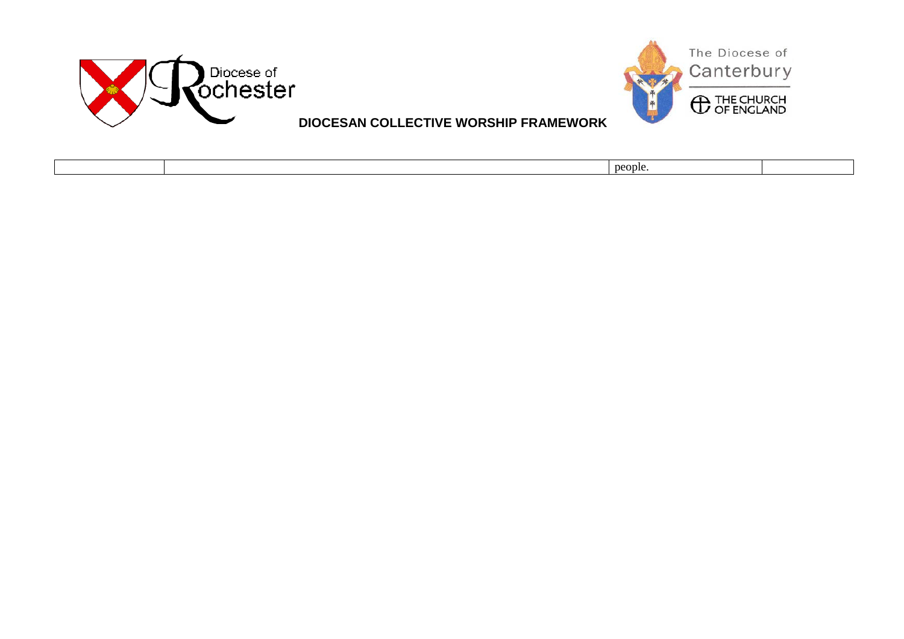**DIOCESAN COLLECTIVE WORSHIP FRAMEWORK**

| | | | |
|---|---|---|---|
| | | people. | |